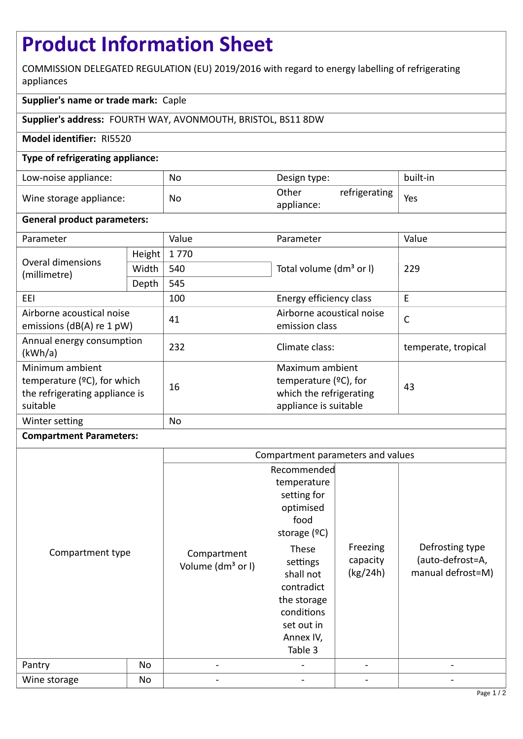# Product Information Sheet

COMMISSION DELEGATED REGULATION (EU) 2019/2016 with regard to energy labelling of refrigerating appliances

**Supplier's name or trade mark:** Caple

**Supplier's address:** FOURTH WAY, AVONMOUTH, BRISTOL, BS11 8DW

**Model identifier:** RI5520

**Type of refrigerating appliance:**

| | | | |
|---|---|---|---|
| Low-noise appliance: | No | Design type: | built-in |
| Wine storage appliance: | No | Other refrigerating appliance: | Yes |

**General product parameters:**

| Parameter | | Value | Parameter | Value |
|---|---|---|---|---|
| Overal dimensions (millimetre) | Height | 1 770 | Total volume (dm³ or l) | 229 |
| | Width | 540 | | |
| | Depth | 545 | | |
| EEI | | 100 | Energy efficiency class | E |
| Airborne acoustical noise emissions (dB(A) re 1 pW) | | 41 | Airborne acoustical noise emission class | C |
| Annual energy consumption (kWh/a) | | 232 | Climate class: | temperate, tropical |
| Minimum ambient temperature (ºC), for which the refrigerating appliance is suitable | | 16 | Maximum ambient temperature (ºC), for which the refrigerating appliance is suitable | 43 |
| Winter setting | | No | | |

**Compartment Parameters:**

| Compartment type | | Compartment parameters and values | | | |
|---|---|---|---|---|---|
| | | Compartment Volume (dm³ or l) | Recommended temperature setting for optimised food storage (ºC) These settings shall not contradict the storage conditions set out in Annex IV, Table 3 | Freezing capacity (kg/24h) | Defrosting type (auto-defrost=A, manual defrost=M) |
| Pantry | No | - | - | - | - |
| Wine storage | No | - | - | - | - |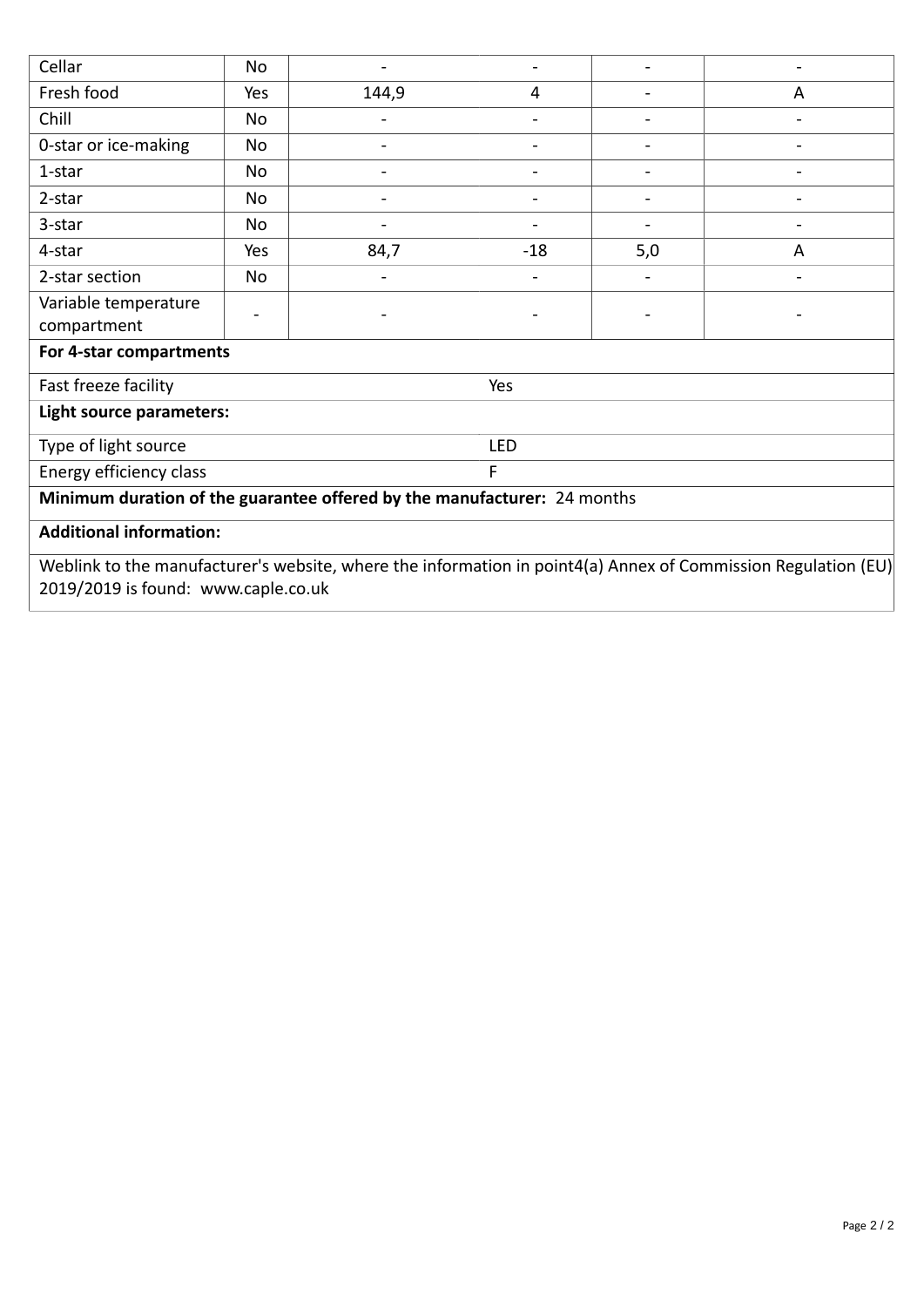| | | | | | |
|---|---|---|---|---|---|
| Cellar | No | - | - | - | - |
| Fresh food | Yes | 144,9 | 4 | - | A |
| Chill | No | - | - | - | - |
| 0-star or ice-making | No | - | - | - | - |
| 1-star | No | - | - | - | - |
| 2-star | No | - | - | - | - |
| 3-star | No | - | - | - | - |
| 4-star | Yes | 84,7 | -18 | 5,0 | A |
| 2-star section | No | - | - | - | - |
| Variable temperature compartment | - | - | - | - | - |

**For 4-star compartments**

| | |
|---|---|
| Fast freeze facility | Yes |

**Light source parameters:**

| | |
|---|---|
| Type of light source | LED |
| Energy efficiency class | F |

**Minimum duration of the guarantee offered by the manufacturer:** 24 months

**Additional information:**

Weblink to the manufacturer's website, where the information in point4(a) Annex of Commission Regulation (EU) 2019/2019 is found: www.caple.co.uk